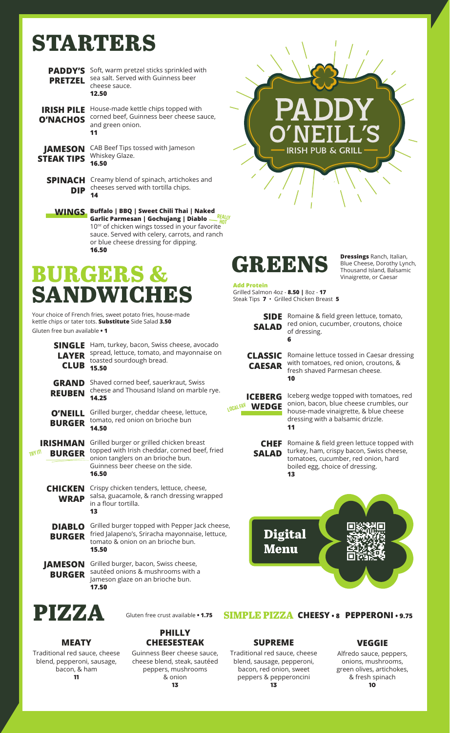# PADDY O'NEILL'S

IRISH PUB & GRILL

# STARTERS

**PADDY'S PRETZEL** Soft, warm pretzel sticks sprinkled with sea salt. Served with Guinness beer cheese sauce.
**12.50**

**IRISH PILE O'NACHOS** House-made kettle chips topped with corned beef, Guinness beer cheese sauce, and green onion.
**11**

**JAMESON STEAK TIPS** CAB Beef Tips tossed with Jameson Whiskey Glaze.
**16.50**

**SPINACH DIP** Creamy blend of spinach, artichokes and cheeses served with tortilla chips.
**14**

**WINGS** **Buffalo | BBQ | Sweet Chili Thai | Naked Garlic Parmesan | Gochujang | Diablo** — REALLY HOT
10oz of chicken wings tossed in your favorite sauce. Served with celery, carrots, and ranch or blue cheese dressing for dipping.
**16.50**

# BURGERS & SANDWICHES

Your choice of French fries, sweet potato fries, house-made kettle chips or tater tots. **Substitute** Side Salad **3.50**
Gluten free bun available • **1**

**SINGLE LAYER CLUB** Ham, turkey, bacon, Swiss cheese, avocado spread, lettuce, tomato, and mayonnaise on toasted sourdough bread.
**15.50**

**GRAND REUBEN** Shaved corned beef, sauerkraut, Swiss cheese and Thousand Island on marble rye.
**14.25**

**O'NEILL BURGER** Grilled burger, cheddar cheese, lettuce, tomato, red onion on brioche bun
**14.50**

TRY IT! **IRISHMAN BURGER** Grilled burger or grilled chicken breast topped with Irish cheddar, corned beef, fried onion tanglers on an brioche bun. Guinness beer cheese on the side.
**16.50**

**CHICKEN WRAP** Crispy chicken tenders, lettuce, cheese, salsa, guacamole, & ranch dressing wrapped in a flour tortilla.
**13**

**DIABLO BURGER** Grilled burger topped with Pepper Jack cheese, fried Jalapeno's, Sriracha mayonnaise, lettuce, tomato & onion on an brioche bun.
**15.50**

**JAMESON BURGER** Grilled burger, bacon, Swiss cheese, sautéed onions & mushrooms with a Jameson glaze on an brioche bun.
**17.50**

# GREENS

**Dressings** Ranch, Italian, Blue Cheese, Dorothy Lynch, Thousand Island, Balsamic Vinaigrette, or Caesar

**Add Protein**
Grilled Salmon 4oz - **8.50 |** 8oz - **17**
Steak Tips **7** • Grilled Chicken Breast **5**

**SIDE SALAD** Romaine & field green lettuce, tomato, red onion, cucumber, croutons, choice of dressing.
**6**

**CLASSIC CAESAR** Romaine lettuce tossed in Caesar dressing with tomatoes, red onion, croutons, & fresh shaved Parmesan cheese.
**10**

LOCAL FAV **ICEBERG WEDGE** Iceberg wedge topped with tomatoes, red onion, bacon, blue cheese crumbles, our house-made vinaigrette, & blue cheese dressing with a balsamic drizzle.
**11**

**CHEF SALAD** Romaine & field green lettuce topped with turkey, ham, crispy bacon, Swiss cheese, tomatoes, cucumber, red onion, hard boiled egg, choice of dressing.
**13**

**Digital Menu**

# PIZZA

Gluten free crust available • **1.75**

**SIMPLE PIZZA** **CHEESY • 8** **PEPPERONI • 9.75**

### MEATY
Traditional red sauce, cheese blend, pepperoni, sausage, bacon, & ham
**11**

### PHILLY CHEESESTEAK
Guinness Beer cheese sauce, cheese blend, steak, sautéed peppers, mushrooms & onion
**13**

### SUPREME
Traditional red sauce, cheese blend, sausage, pepperoni, bacon, red onion, sweet peppers & pepperoncini
**13**

### VEGGIE
Alfredo sauce, peppers, onions, mushrooms, green olives, artichokes, & fresh spinach
**10**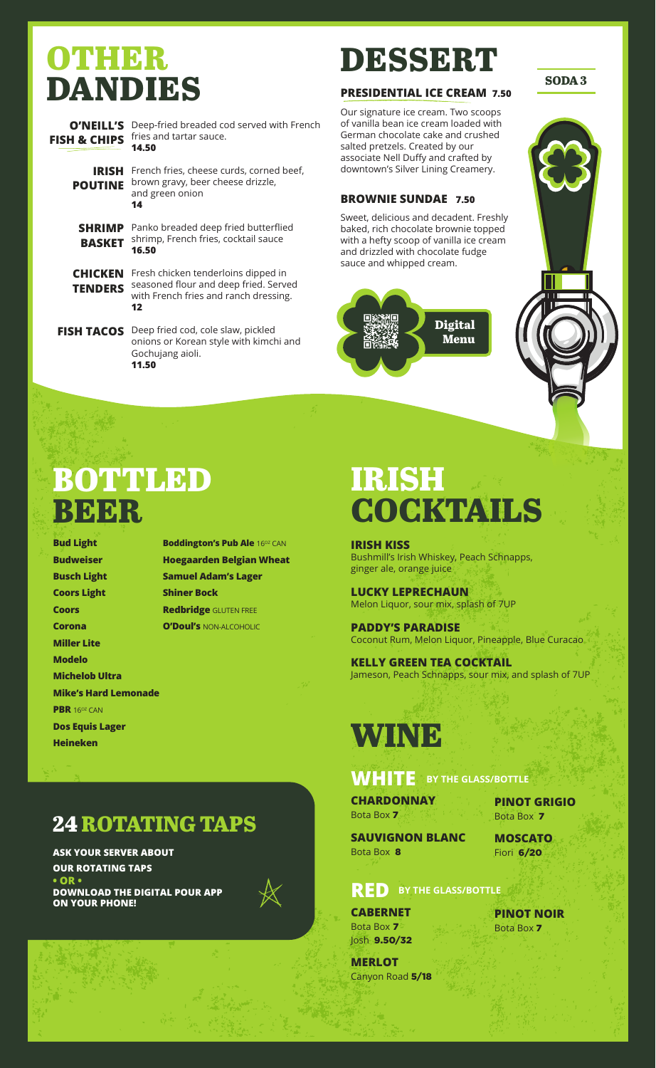# OTHER DANDIES

**O'NEILL'S FISH & CHIPS** Deep-fried breaded cod served with French fries and tartar sauce.
**14.50**

**IRISH POUTINE** French fries, cheese curds, corned beef, brown gravy, beer cheese drizzle, and green onion
**14**

**SHRIMP BASKET** Panko breaded deep fried butterflied shrimp, French fries, cocktail sauce
**16.50**

**CHICKEN TENDERS** Fresh chicken tenderloins dipped in seasoned flour and deep fried. Served with French fries and ranch dressing.
**12**

**FISH TACOS** Deep fried cod, cole slaw, pickled onions or Korean style with kimchi and Gochujang aioli.
**11.50**

# DESSERT

### PRESIDENTIAL ICE CREAM 7.50

Our signature ice cream. Two scoops of vanilla bean ice cream loaded with German chocolate cake and crushed salted pretzels. Created by our associate Nell Duffy and crafted by downtown's Silver Lining Creamery.

### BROWNIE SUNDAE 7.50

Sweet, delicious and decadent. Freshly baked, rich chocolate brownie topped with a hefty scoop of vanilla ice cream and drizzled with chocolate fudge sauce and whipped cream.

Digital Menu

**SODA 3**

# BOTTLED BEER

**Bud Light**
**Budweiser**
**Busch Light**
**Coors Light**
**Coors**
**Corona**
**Miller Lite**
**Modelo**
**Michelob Ultra**
**Mike's Hard Lemonade**
**PBR** 16oz CAN
**Dos Equis Lager**
**Heineken**
**Boddington's Pub Ale** 16oz CAN
**Hoegaarden Belgian Wheat**
**Samuel Adam's Lager**
**Shiner Bock**
**Redbridge** GLUTEN FREE
**O'Doul's** NON-ALCOHOLIC

## 24 ROTATING TAPS

**ASK YOUR SERVER ABOUT OUR ROTATING TAPS**
**• OR •**
**DOWNLOAD THE DIGITAL POUR APP ON YOUR PHONE!**

# IRISH COCKTAILS

**IRISH KISS**
Bushmill's Irish Whiskey, Peach Schnapps, ginger ale, orange juice

**LUCKY LEPRECHAUN**
Melon Liquor, sour mix, splash of 7UP

**PADDY'S PARADISE**
Coconut Rum, Melon Liquor, Pineapple, Blue Curacao

**KELLY GREEN TEA COCKTAIL**
Jameson, Peach Schnapps, sour mix, and splash of 7UP

# WINE

## WHITE BY THE GLASS/BOTTLE

**CHARDONNAY**
Bota Box **7**

**SAUVIGNON BLANC**
Bota Box **8**

**PINOT GRIGIO**
Bota Box **7**

**MOSCATO**
Fiori **6/20**

## RED BY THE GLASS/BOTTLE

**CABERNET**
Bota Box **7**
Josh **9.50/32**

**MERLOT**
Canyon Road **5/18**

**PINOT NOIR**
Bota Box **7**